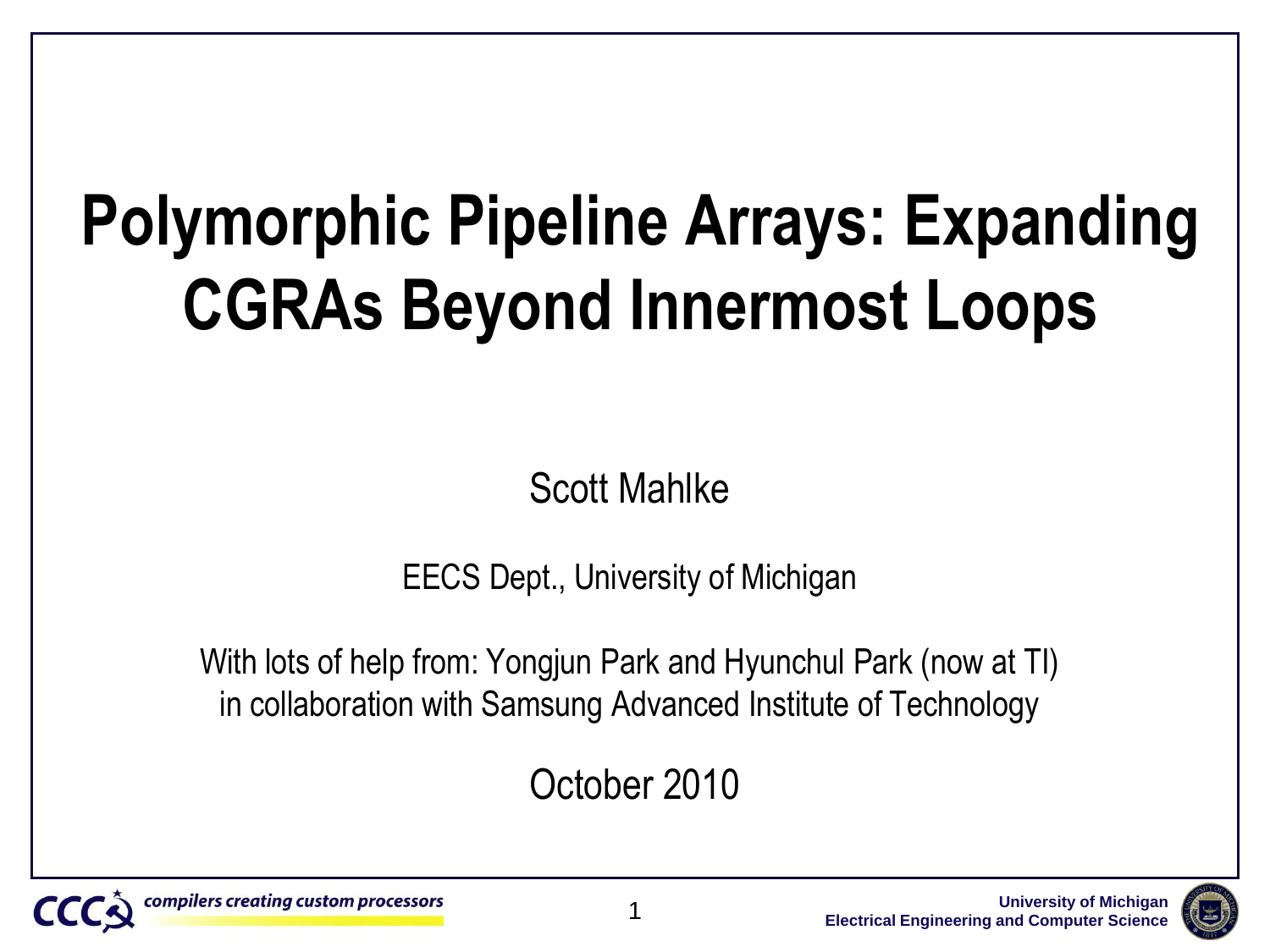# Polymorphic Pipeline Arrays: Expanding CGRAs Beyond Innermost Loops

Scott Mahlke

EECS Dept., University of Michigan

With lots of help from: Yongjun Park and Hyunchul Park (now at TI) in collaboration with Samsung Advanced Institute of Technology

October 2010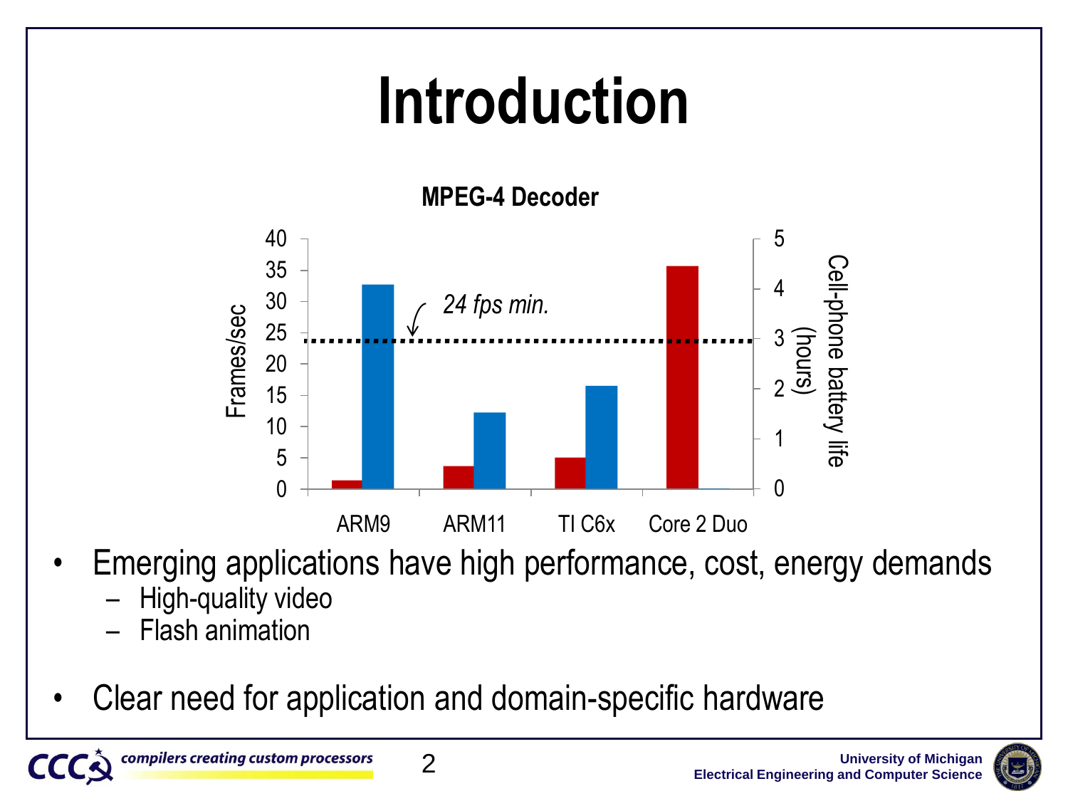# Introduction

**MPEG-4 Decoder**

- Emerging applications have high performance, cost, energy demands
  - High-quality video
  - Flash animation

- Clear need for application and domain-specific hardware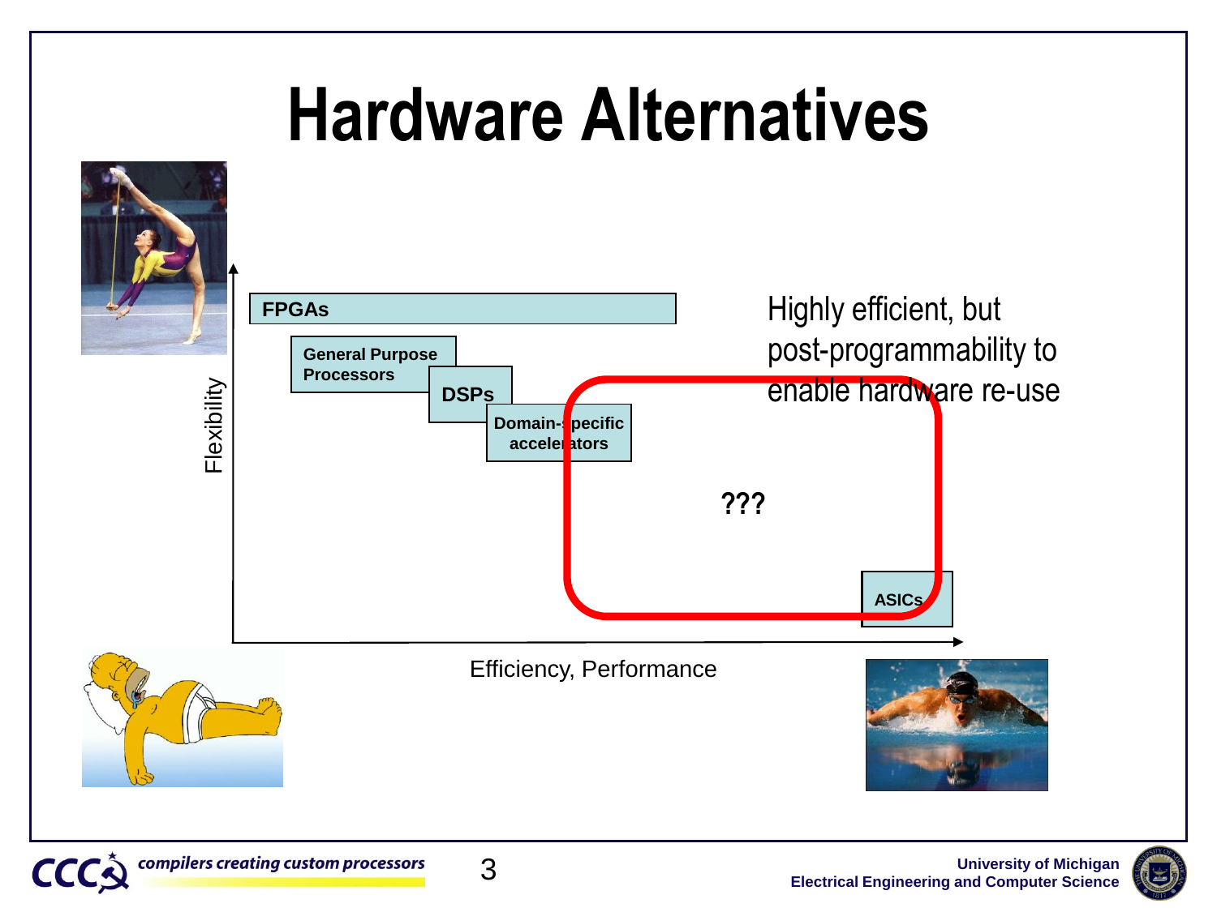# Hardware Alternatives

Flexibility

FPGAs

General Purpose Processors

DSPs

Domain-specific accelerators

???

ASICs

Efficiency, Performance

Highly efficient, but post-programmability to enable hardware re-use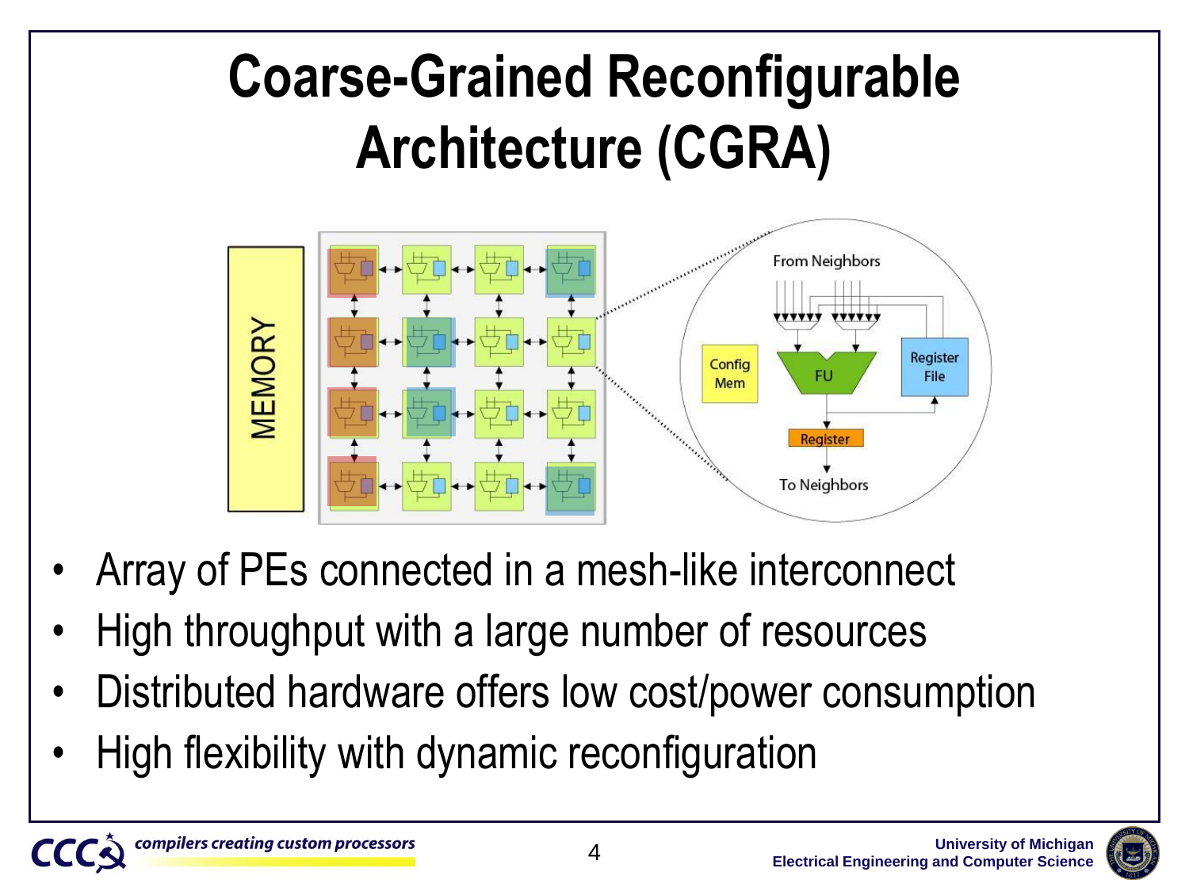# Coarse-Grained Reconfigurable Architecture (CGRA)

- Array of PEs connected in a mesh-like interconnect
- High throughput with a large number of resources
- Distributed hardware offers low cost/power consumption
- High flexibility with dynamic reconfiguration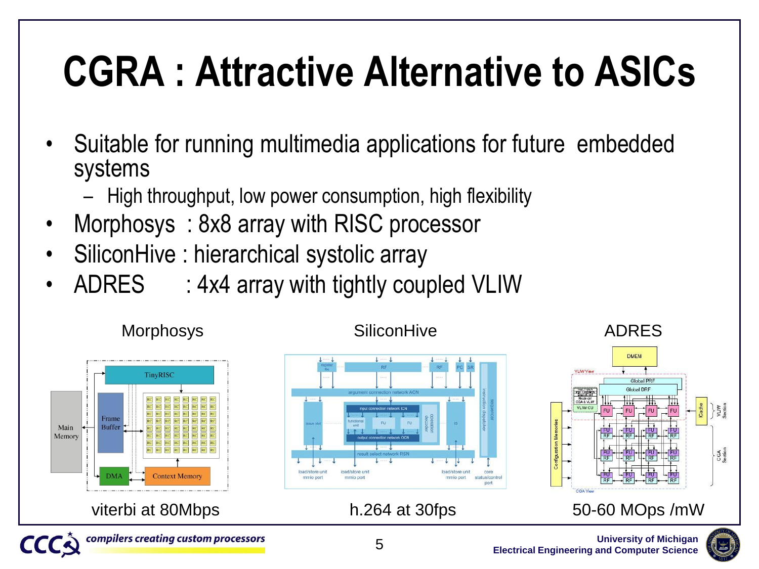# CGRA : Attractive Alternative to ASICs

- Suitable for running multimedia applications for future embedded systems
  - High throughput, low power consumption, high flexibility
- Morphosys : 8x8 array with RISC processor
- SiliconHive : hierarchical systolic array
- ADRES : 4x4 array with tightly coupled VLIW

Morphosys

viterbi at 80Mbps

SiliconHive

h.264 at 30fps

ADRES

50-60 MOps /mW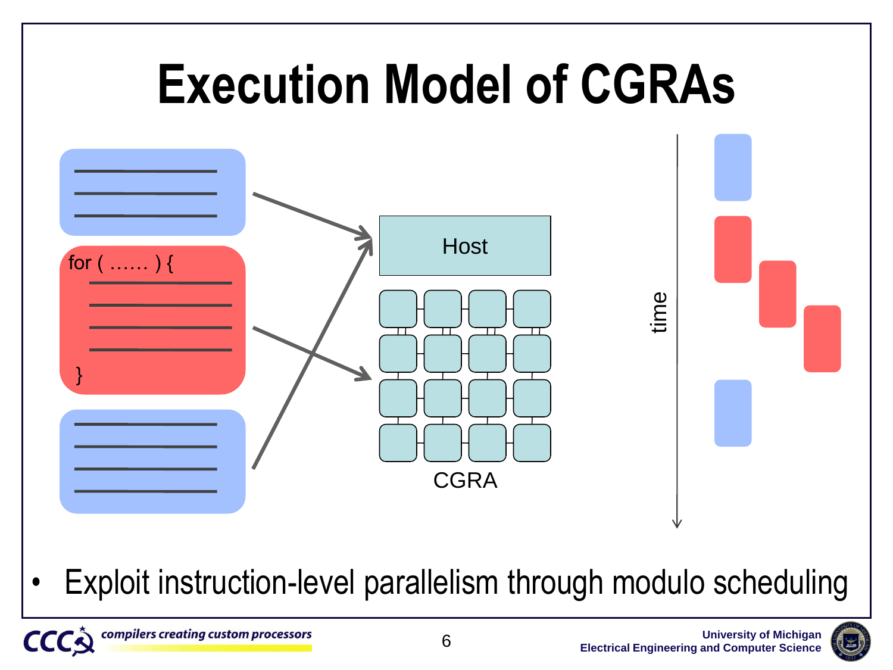# Execution Model of CGRAs

```
for ( …… ) {
}
```

Host

CGRA

time

- Exploit instruction-level parallelism through modulo scheduling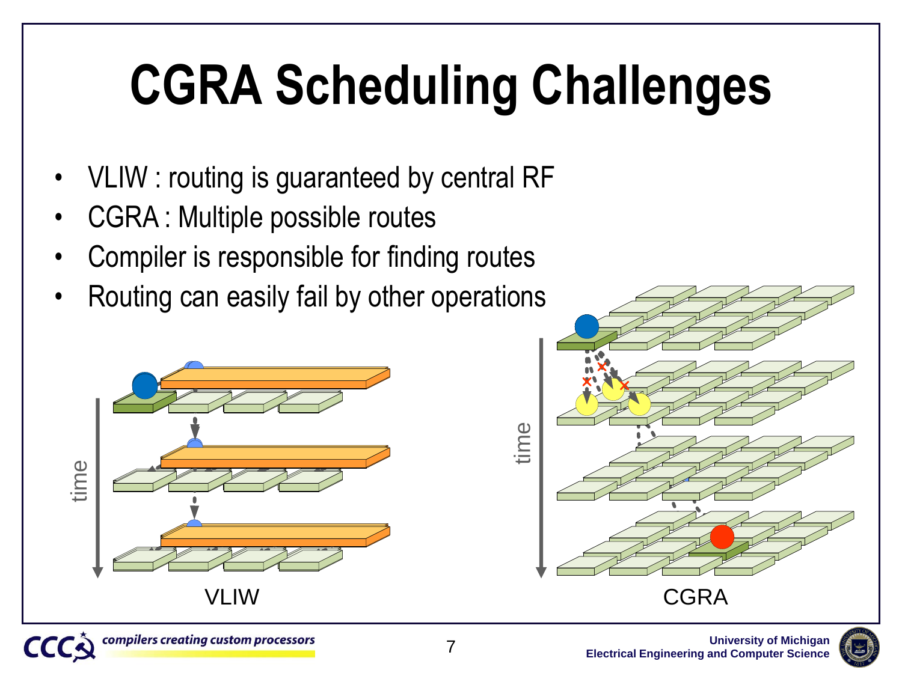# CGRA Scheduling Challenges

- VLIW : routing is guaranteed by central RF
- CGRA : Multiple possible routes
- Compiler is responsible for finding routes
- Routing can easily fail by other operations

time

VLIW

time

CGRA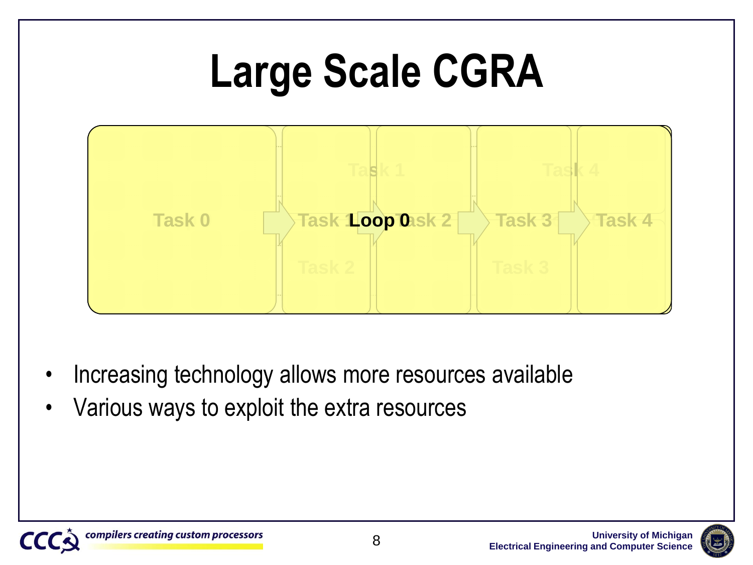# Large Scale CGRA

Task 0 → Task 1 → Task 2 → Task 3 → Task 4

Task 1 | Task 4

Loop 0

Task 2 | Task 3

- Increasing technology allows more resources available
- Various ways to exploit the extra resources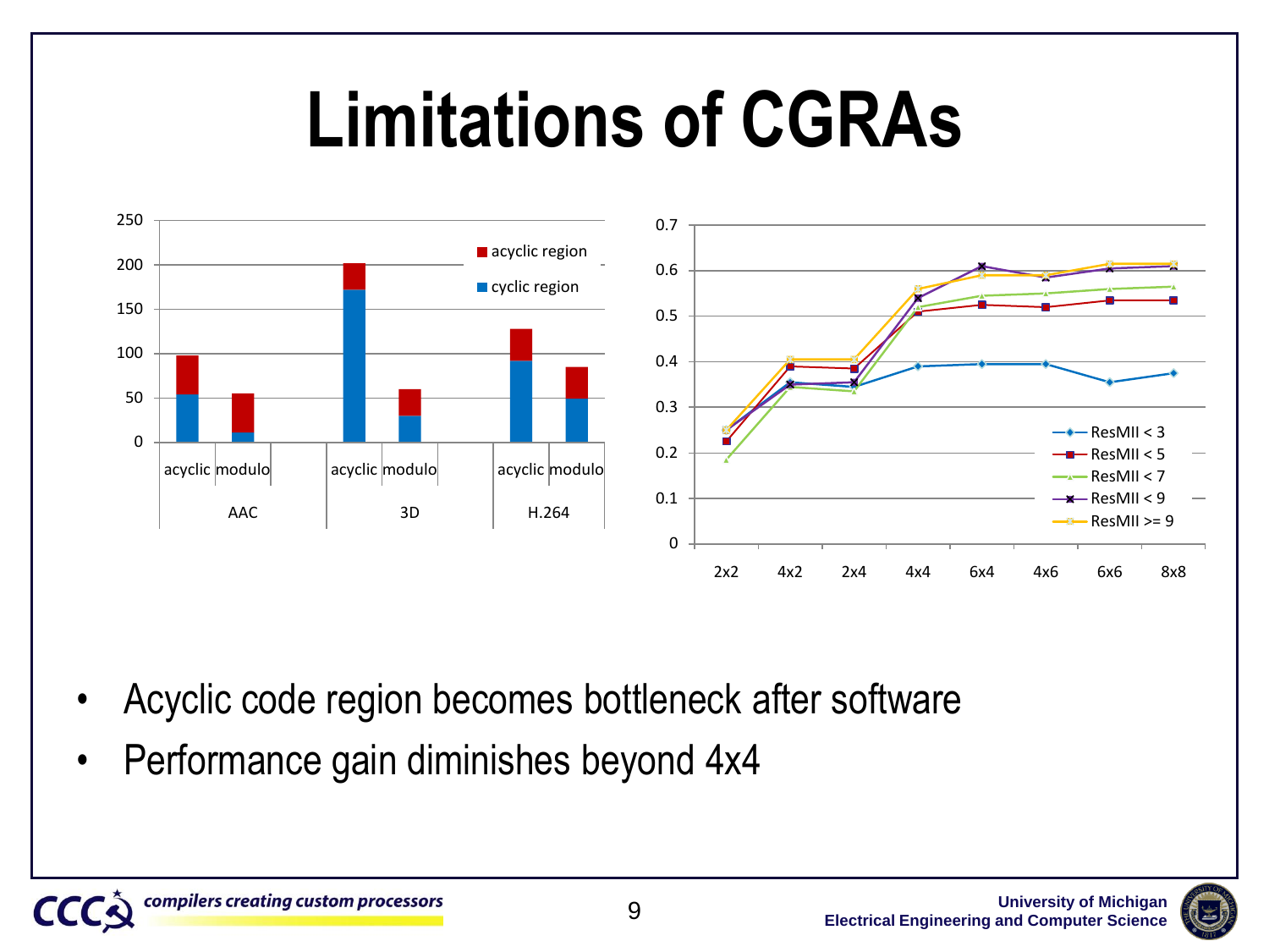# Limitations of CGRAs

- Acyclic code region becomes bottleneck after software
- Performance gain diminishes beyond 4x4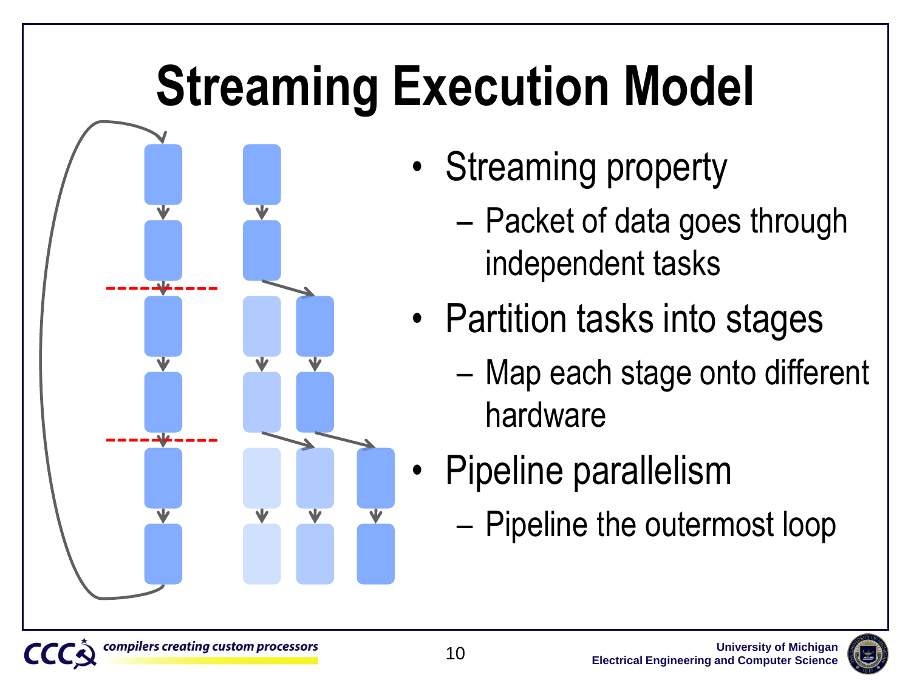# Streaming Execution Model

- Streaming property
  - Packet of data goes through independent tasks
- Partition tasks into stages
  - Map each stage onto different hardware
- Pipeline parallelism
  - Pipeline the outermost loop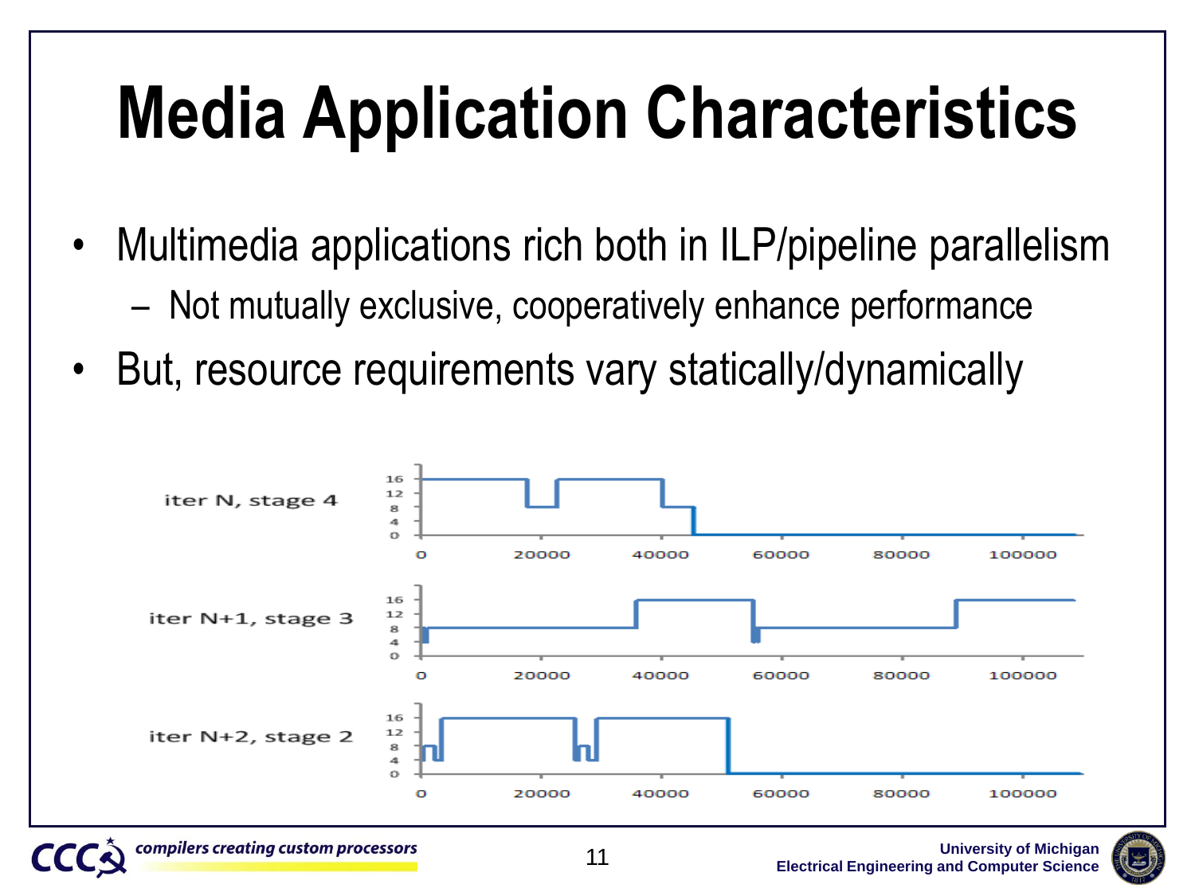# Media Application Characteristics

- Multimedia applications rich both in ILP/pipeline parallelism
  - Not mutually exclusive, cooperatively enhance performance
- But, resource requirements vary statically/dynamically

iter N, stage 4

iter N+1, stage 3

iter N+2, stage 2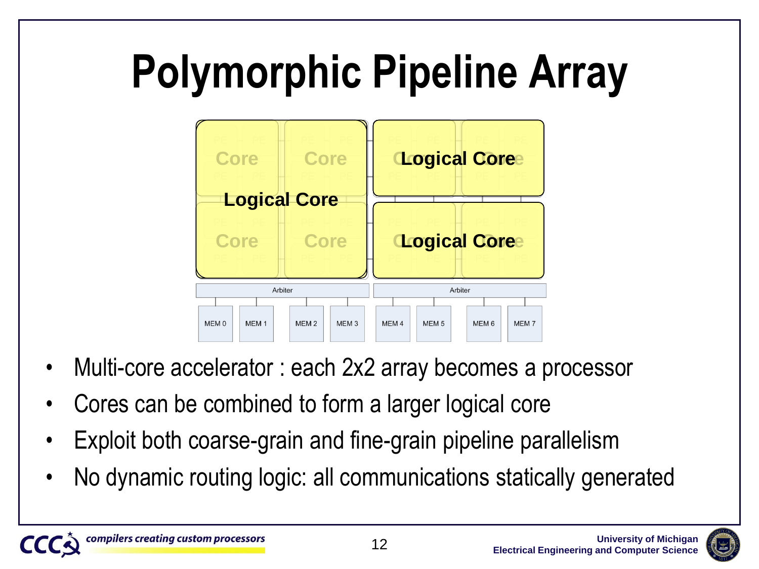# Polymorphic Pipeline Array

- Multi-core accelerator : each 2x2 array becomes a processor
- Cores can be combined to form a larger logical core
- Exploit both coarse-grain and fine-grain pipeline parallelism
- No dynamic routing logic: all communications statically generated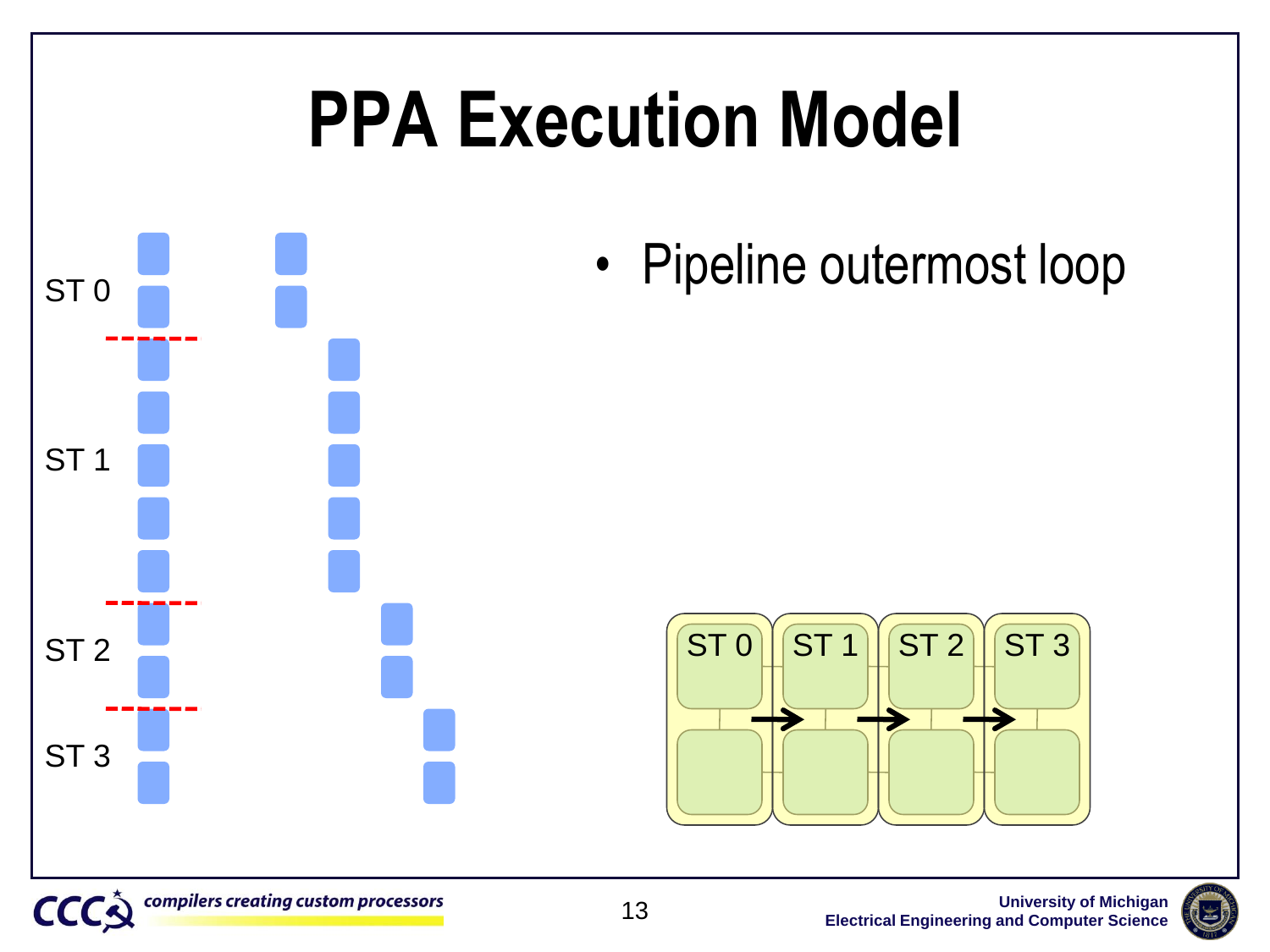# PPA Execution Model

- Pipeline outermost loop

ST 0

ST 1

ST 2

ST 3

ST 0 → ST 1 → ST 2 → ST 3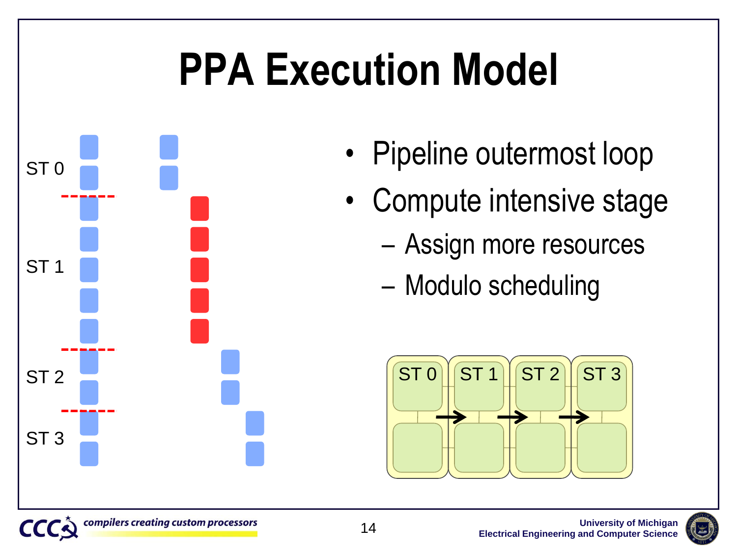# PPA Execution Model

- Pipeline outermost loop
- Compute intensive stage
  - Assign more resources
  - Modulo scheduling

ST 0

ST 1

ST 2

ST 3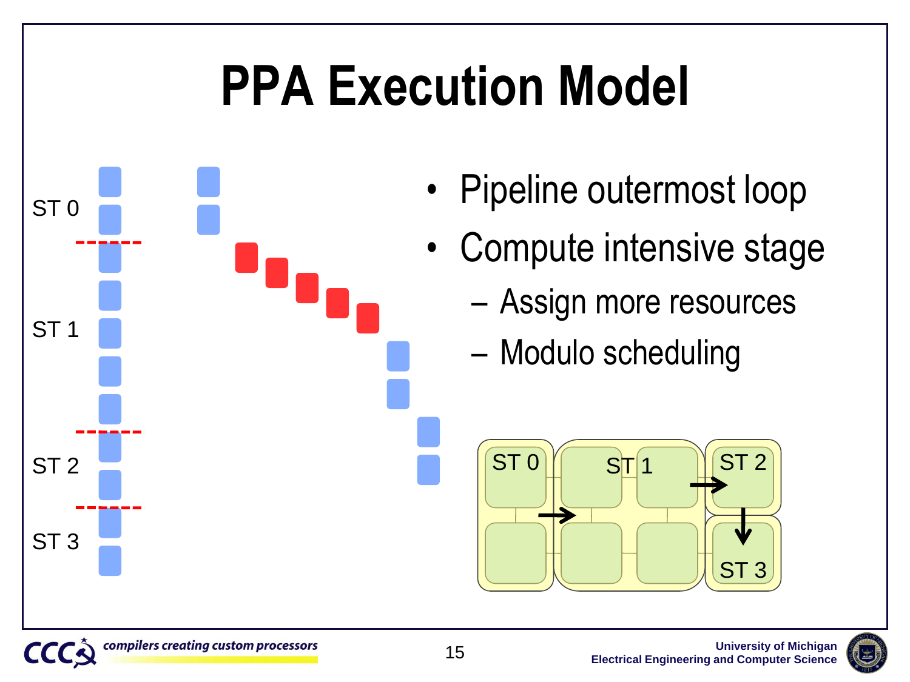# PPA Execution Model

- Pipeline outermost loop
- Compute intensive stage
  - Assign more resources
  - Modulo scheduling

ST 0

ST 1

ST 2

ST 3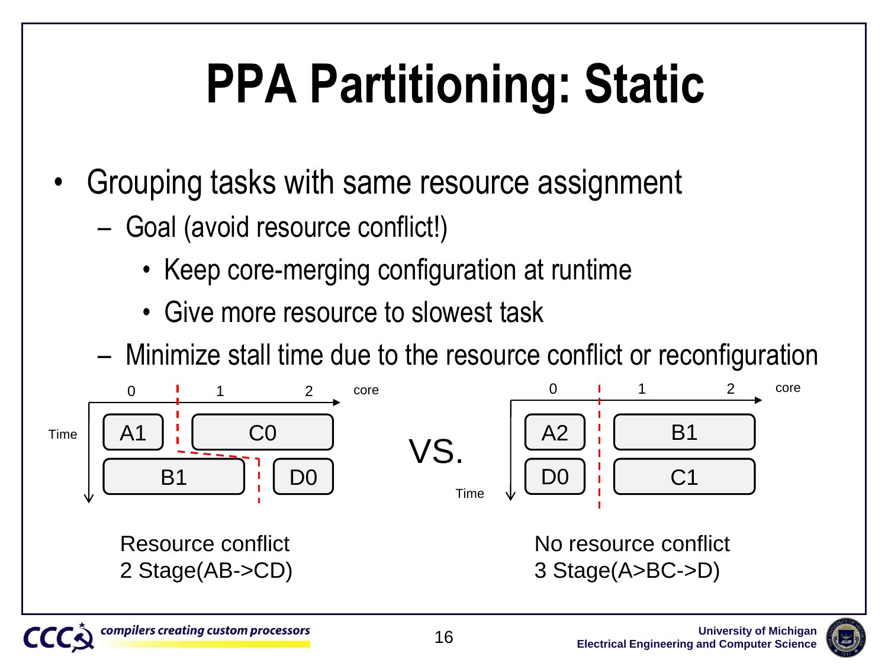# PPA Partitioning: Static

- Grouping tasks with same resource assignment
  - Goal (avoid resource conflict!)
    - Keep core-merging configuration at runtime
    - Give more resource to slowest task
  - Minimize stall time due to the resource conflict or reconfiguration

Resource conflict
2 Stage(AB->CD)

VS.

No resource conflict
3 Stage(A>BC->D)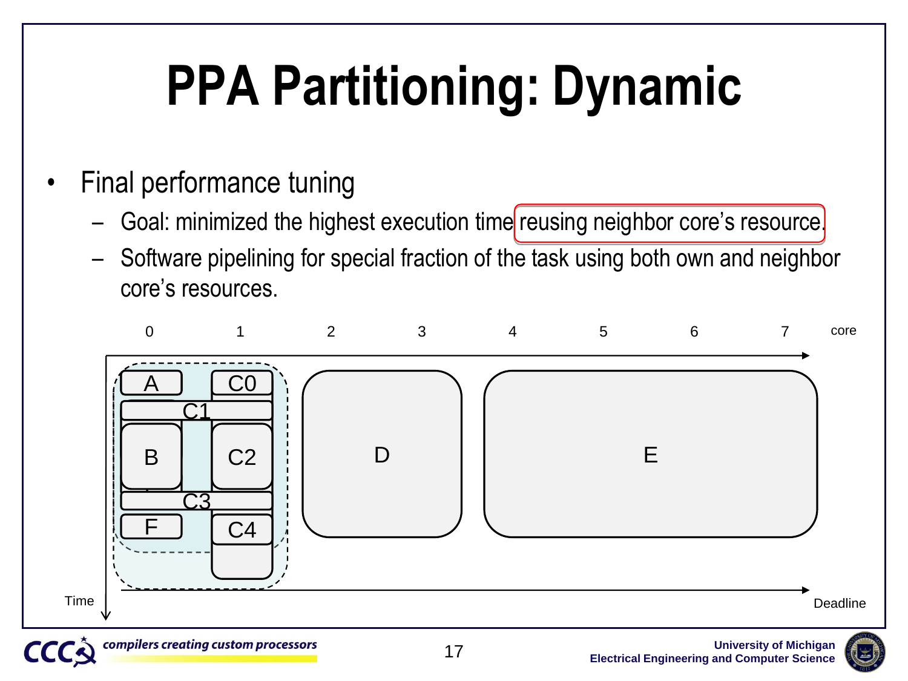# PPA Partitioning: Dynamic

- Final performance tuning
  - Goal: minimized the highest execution time reusing neighbor core's resource.
  - Software pipelining for special fraction of the task using both own and neighbor core's resources.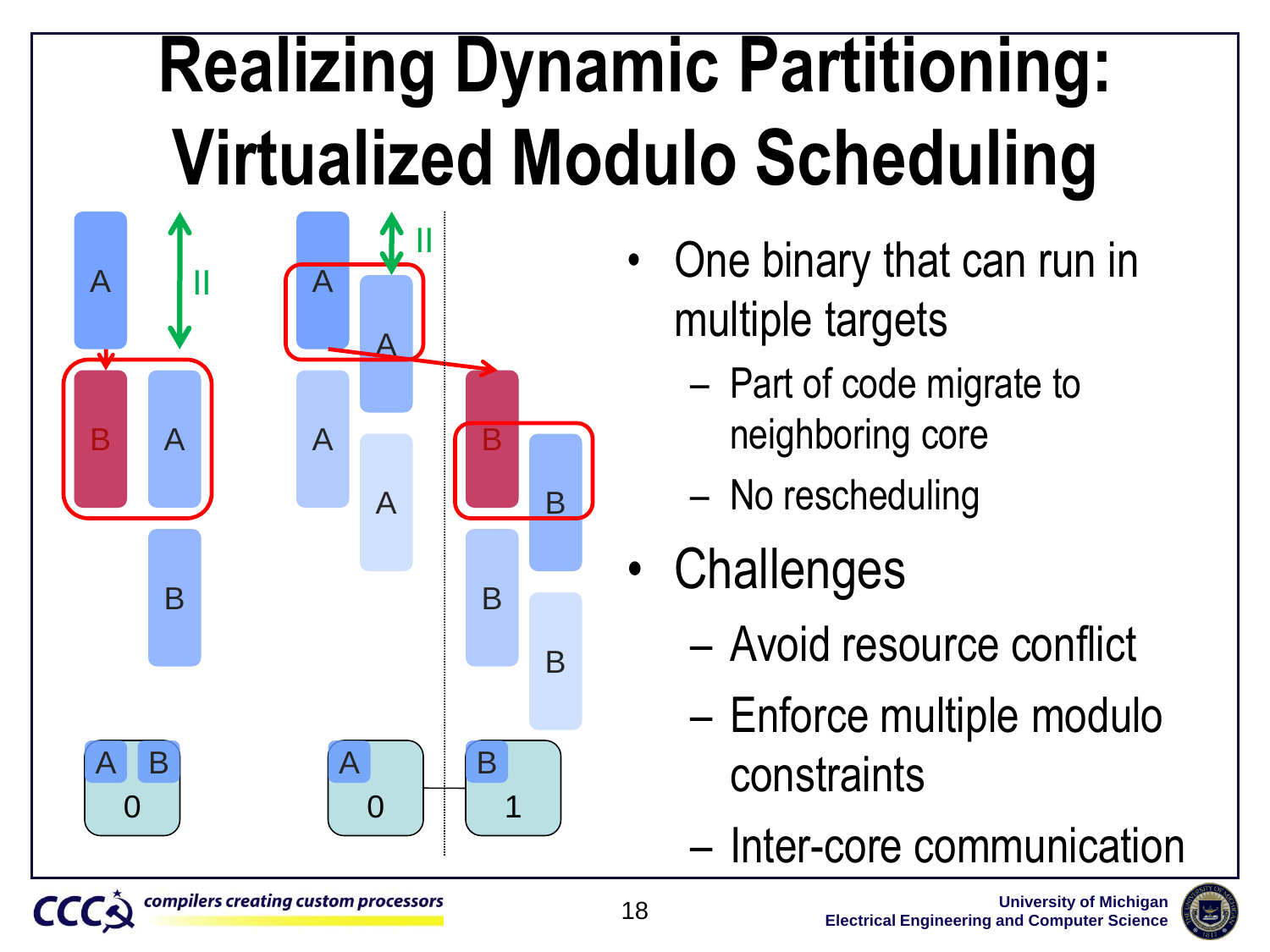# Realizing Dynamic Partitioning: Virtualized Modulo Scheduling

- One binary that can run in multiple targets
  - Part of code migrate to neighboring core
  - No rescheduling
- Challenges
  - Avoid resource conflict
  - Enforce multiple modulo constraints
  - Inter-core communication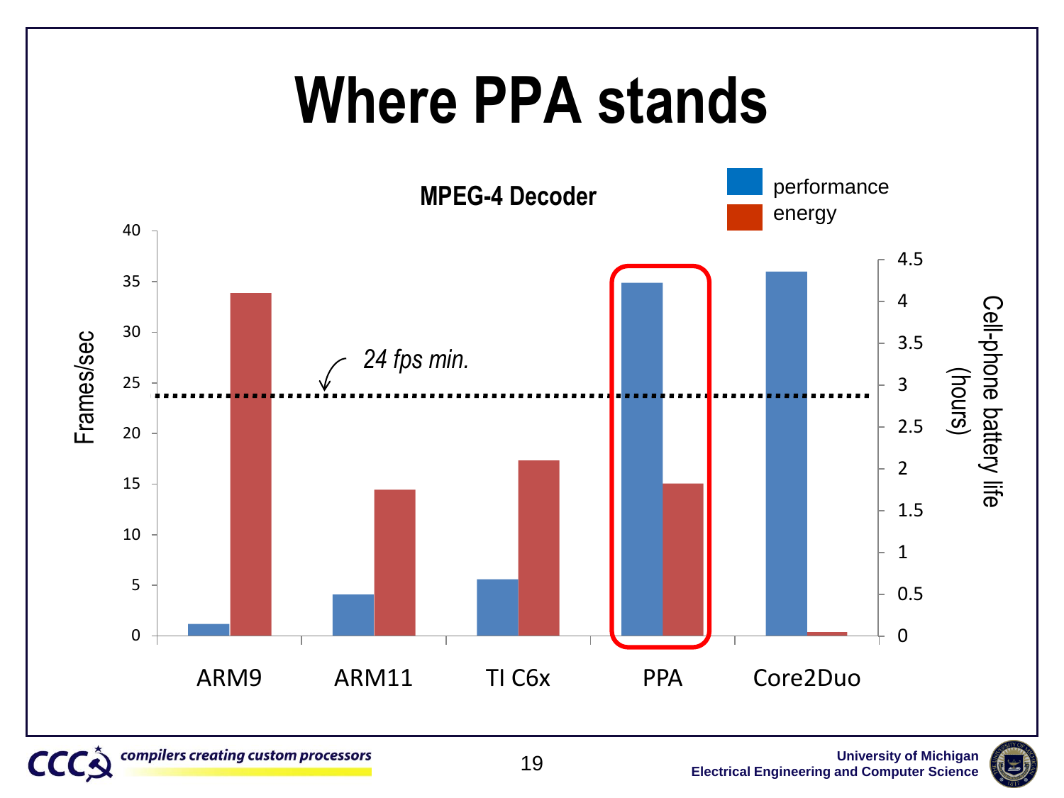# Where PPA stands

**MPEG-4 Decoder**

Legend: performance, energy

Left axis: Frames/sec (0–40)

Right axis: Cell-phone battery life (hours) (0–4.5)

*24 fps min.*

ARM9 | ARM11 | TI C6x | PPA | Core2Duo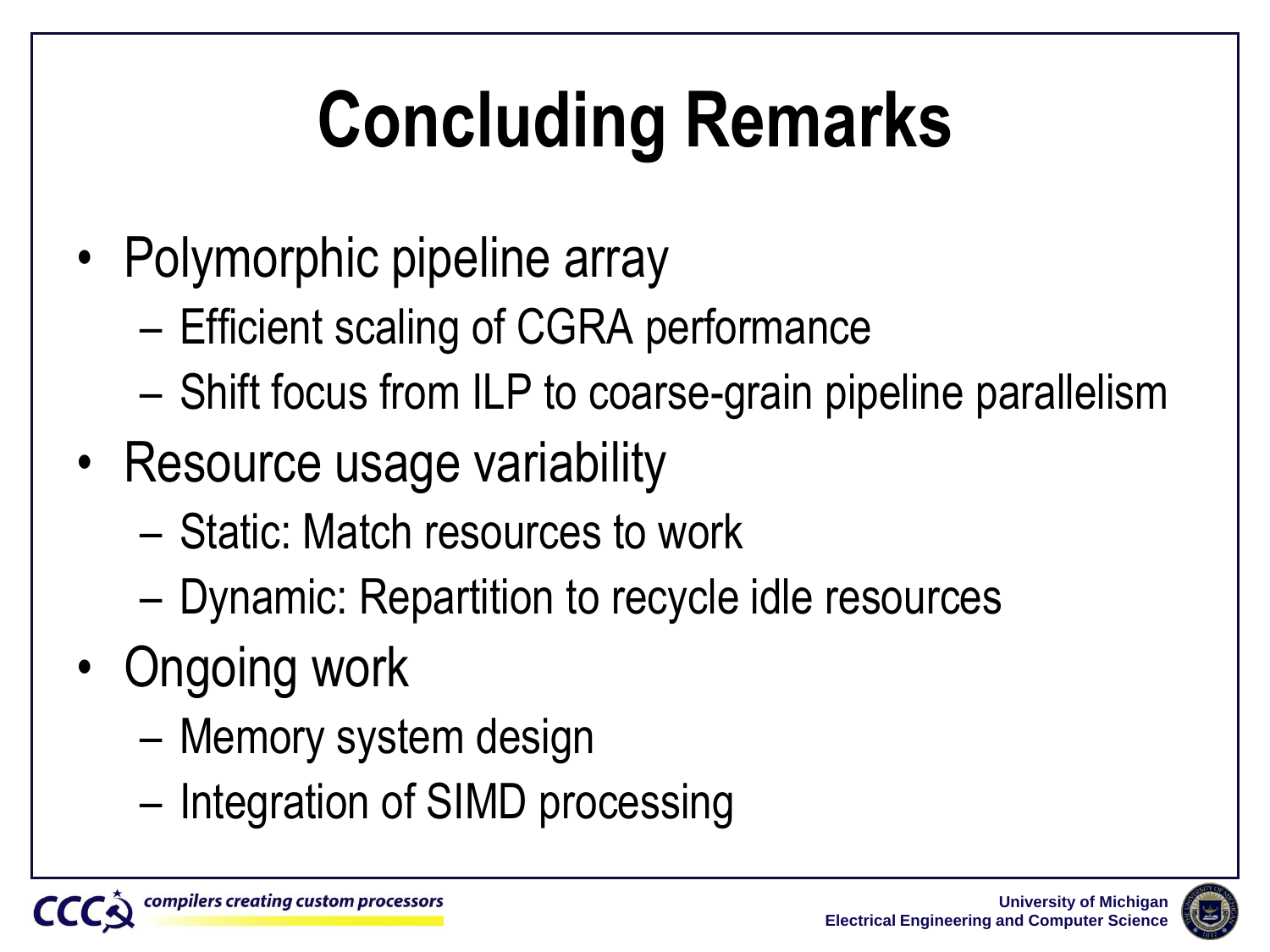# Concluding Remarks

- Polymorphic pipeline array
  - Efficient scaling of CGRA performance
  - Shift focus from ILP to coarse-grain pipeline parallelism
- Resource usage variability
  - Static: Match resources to work
  - Dynamic: Repartition to recycle idle resources
- Ongoing work
  - Memory system design
  - Integration of SIMD processing